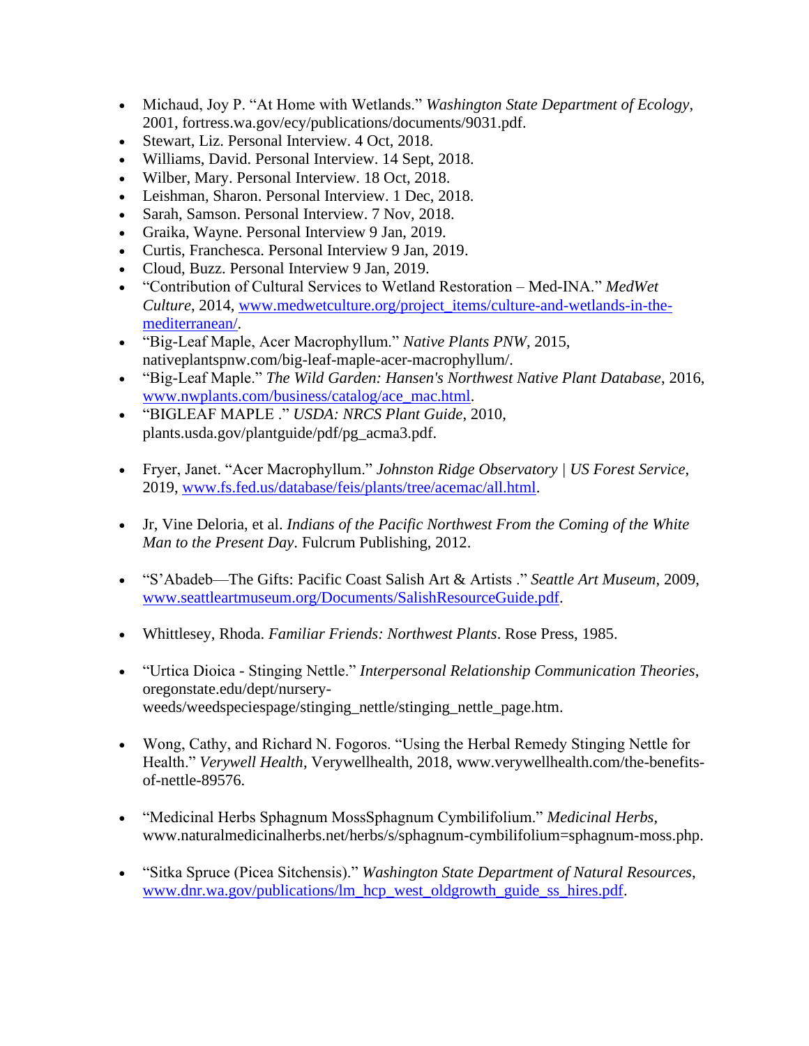- Michaud, Joy P. "At Home with Wetlands." *Washington State Department of Ecology*, 2001, fortress.wa.gov/ecy/publications/documents/9031.pdf.
- Stewart, Liz. Personal Interview. 4 Oct, 2018.
- Williams, David. Personal Interview. 14 Sept, 2018.
- Wilber, Mary. Personal Interview. 18 Oct, 2018.
- Leishman, Sharon. Personal Interview. 1 Dec, 2018.
- Sarah, Samson. Personal Interview. 7 Nov, 2018.
- Graika, Wayne. Personal Interview 9 Jan, 2019.
- Curtis, Franchesca. Personal Interview 9 Jan, 2019.
- Cloud, Buzz. Personal Interview 9 Jan, 2019.
- "Contribution of Cultural Services to Wetland Restoration – Med-INA." *MedWet Culture*, 2014, www.medwetculture.org/project_items/culture-and-wetlands-in-the-mediterranean/.
- "Big-Leaf Maple, Acer Macrophyllum." *Native Plants PNW*, 2015, nativeplantspnw.com/big-leaf-maple-acer-macrophyllum/.
- "Big-Leaf Maple." *The Wild Garden: Hansen's Northwest Native Plant Database*, 2016, www.nwplants.com/business/catalog/ace_mac.html.
- "BIGLEAF MAPLE ." *USDA: NRCS Plant Guide*, 2010, plants.usda.gov/plantguide/pdf/pg_acma3.pdf.
- Fryer, Janet. "Acer Macrophyllum." *Johnston Ridge Observatory | US Forest Service*, 2019, www.fs.fed.us/database/feis/plants/tree/acemac/all.html.
- Jr, Vine Deloria, et al. *Indians of the Pacific Northwest From the Coming of the White Man to the Present Day*. Fulcrum Publishing, 2012.
- "S'Abadeb—The Gifts: Pacific Coast Salish Art & Artists ." *Seattle Art Museum*, 2009, www.seattleartmuseum.org/Documents/SalishResourceGuide.pdf.
- Whittlesey, Rhoda. *Familiar Friends: Northwest Plants*. Rose Press, 1985.
- "Urtica Dioica - Stinging Nettle." *Interpersonal Relationship Communication Theories*, oregonstate.edu/dept/nursery-weeds/weedspeciespage/stinging_nettle/stinging_nettle_page.htm.
- Wong, Cathy, and Richard N. Fogoros. "Using the Herbal Remedy Stinging Nettle for Health." *Verywell Health*, Verywellhealth, 2018, www.verywellhealth.com/the-benefits-of-nettle-89576.
- "Medicinal Herbs Sphagnum MossSphagnum Cymbilifolium." *Medicinal Herbs*, www.naturalmedicinalherbs.net/herbs/s/sphagnum-cymbilifolium=sphagnum-moss.php.
- "Sitka Spruce (Picea Sitchensis)." *Washington State Department of Natural Resources*, www.dnr.wa.gov/publications/lm_hcp_west_oldgrowth_guide_ss_hires.pdf.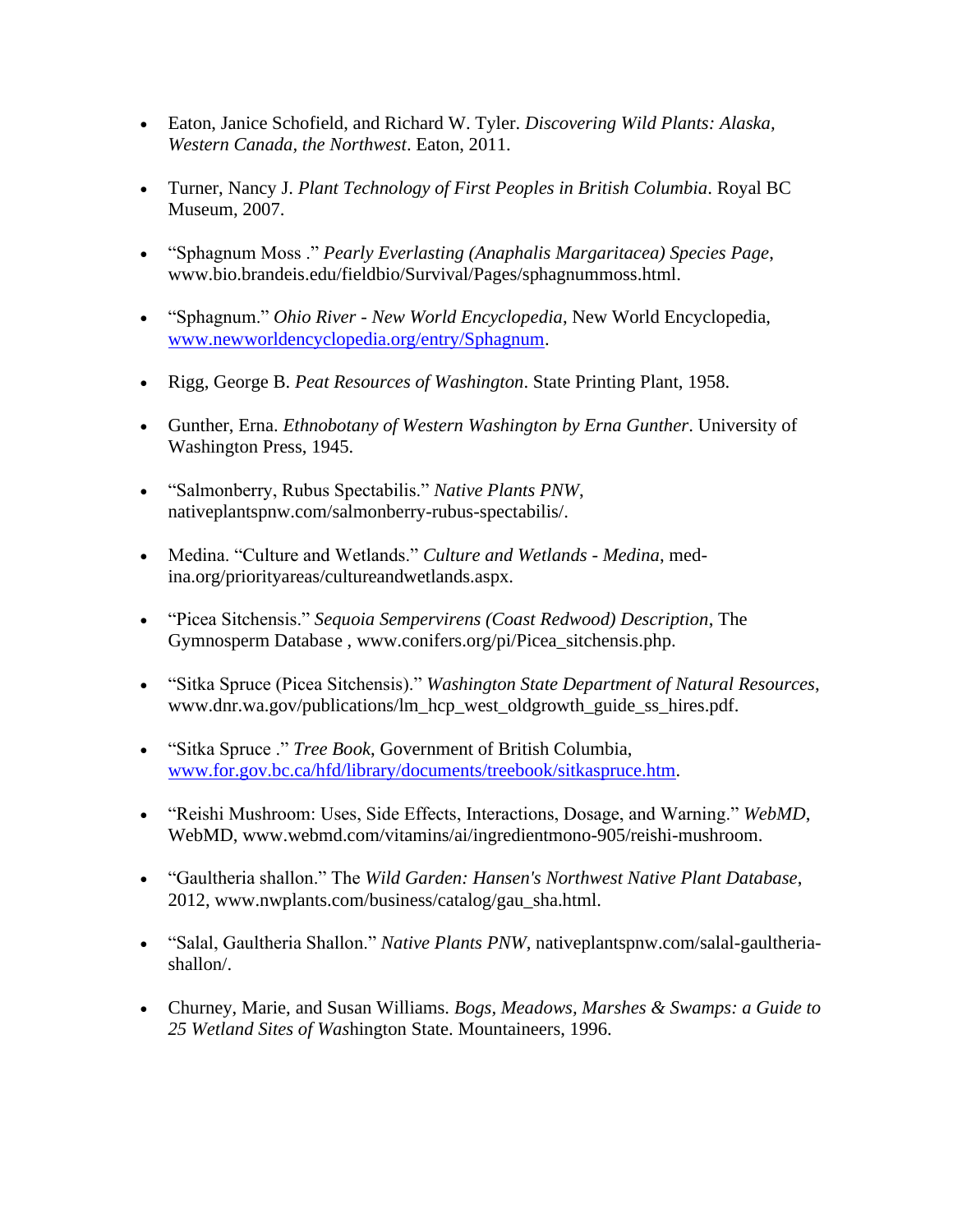- Eaton, Janice Schofield, and Richard W. Tyler. *Discovering Wild Plants: Alaska, Western Canada, the Northwest*. Eaton, 2011.

- Turner, Nancy J. *Plant Technology of First Peoples in British Columbia*. Royal BC Museum, 2007.

- "Sphagnum Moss ." *Pearly Everlasting (Anaphalis Margaritacea) Species Page*, www.bio.brandeis.edu/fieldbio/Survival/Pages/sphagnummoss.html.

- "Sphagnum." *Ohio River - New World Encyclopedia*, New World Encyclopedia, www.newworldencyclopedia.org/entry/Sphagnum.

- Rigg, George B. *Peat Resources of Washington*. State Printing Plant, 1958.

- Gunther, Erna. *Ethnobotany of Western Washington by Erna Gunther*. University of Washington Press, 1945.

- "Salmonberry, Rubus Spectabilis." *Native Plants PNW*, nativeplantspnw.com/salmonberry-rubus-spectabilis/.

- Medina. "Culture and Wetlands." *Culture and Wetlands - Medina*, medina.org/priorityareas/cultureandwetlands.aspx.

- "Picea Sitchensis." *Sequoia Sempervirens (Coast Redwood) Description*, The Gymnosperm Database , www.conifers.org/pi/Picea_sitchensis.php.

- "Sitka Spruce (Picea Sitchensis)." *Washington State Department of Natural Resources*, www.dnr.wa.gov/publications/lm_hcp_west_oldgrowth_guide_ss_hires.pdf.

- "Sitka Spruce ." *Tree Book*, Government of British Columbia, www.for.gov.bc.ca/hfd/library/documents/treebook/sitkaspruce.htm.

- "Reishi Mushroom: Uses, Side Effects, Interactions, Dosage, and Warning." *WebMD*, WebMD, www.webmd.com/vitamins/ai/ingredientmono-905/reishi-mushroom.

- "Gaultheria shallon." The *Wild Garden: Hansen's Northwest Native Plant Database*, 2012, www.nwplants.com/business/catalog/gau_sha.html.

- "Salal, Gaultheria Shallon." *Native Plants PNW*, nativeplantspnw.com/salal-gaultheria-shallon/.

- Churney, Marie, and Susan Williams. *Bogs, Meadows, Marshes & Swamps: a Guide to 25 Wetland Sites of Was*hington State. Mountaineers, 1996.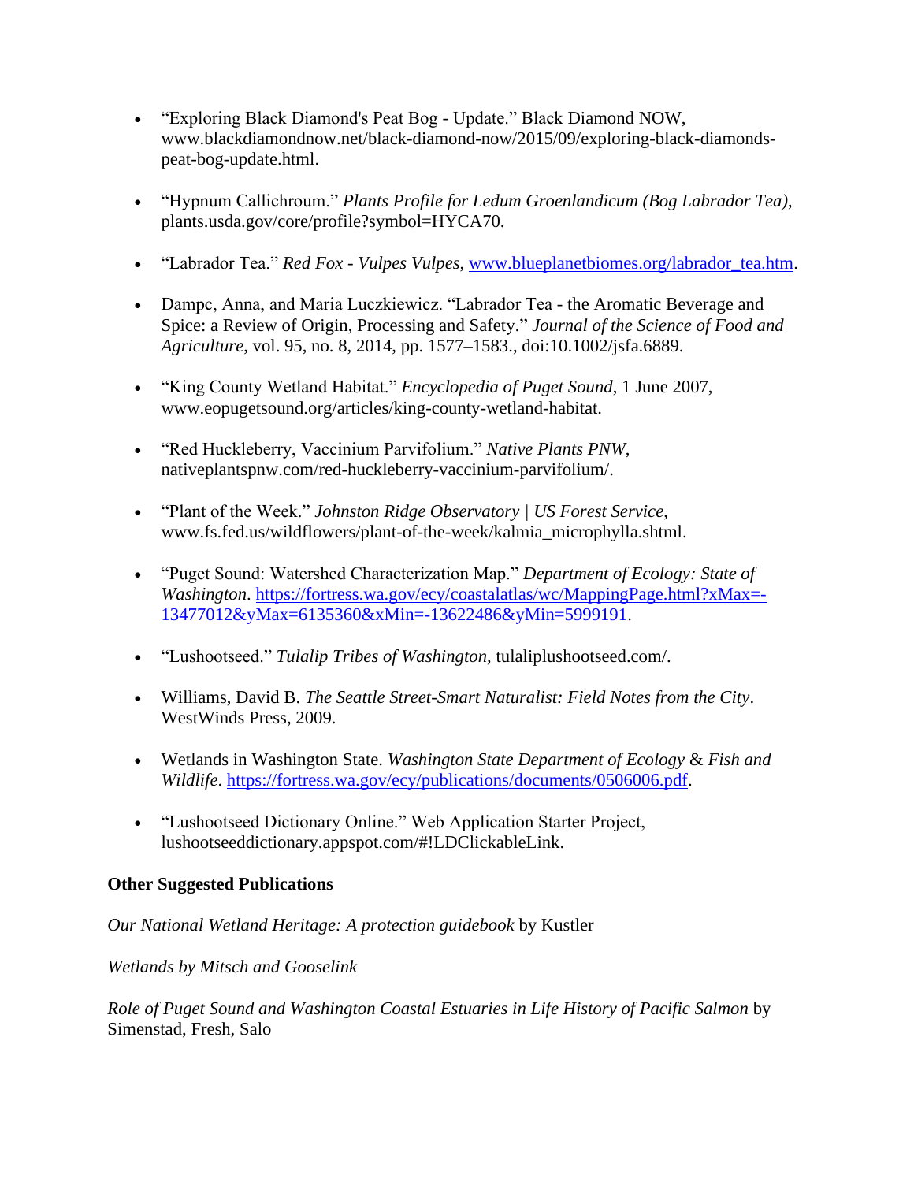- “Exploring Black Diamond's Peat Bog - Update.” Black Diamond NOW, www.blackdiamondnow.net/black-diamond-now/2015/09/exploring-black-diamonds-peat-bog-update.html.

- “Hypnum Callichroum.” *Plants Profile for Ledum Groenlandicum (Bog Labrador Tea)*, plants.usda.gov/core/profile?symbol=HYCA70.

- “Labrador Tea.” *Red Fox - Vulpes Vulpes*, [www.blueplanetbiomes.org/labrador_tea.htm](www.blueplanetbiomes.org/labrador_tea.htm).

- Dampc, Anna, and Maria Luczkiewicz. “Labrador Tea - the Aromatic Beverage and Spice: a Review of Origin, Processing and Safety.” *Journal of the Science of Food and Agriculture*, vol. 95, no. 8, 2014, pp. 1577–1583., doi:10.1002/jsfa.6889.

- “King County Wetland Habitat.” *Encyclopedia of Puget Sound*, 1 June 2007, www.eopugetsound.org/articles/king-county-wetland-habitat.

- “Red Huckleberry, Vaccinium Parvifolium.” *Native Plants PNW*, nativeplantspnw.com/red-huckleberry-vaccinium-parvifolium/.

- “Plant of the Week.” *Johnston Ridge Observatory | US Forest Service*, www.fs.fed.us/wildflowers/plant-of-the-week/kalmia_microphylla.shtml.

- “Puget Sound: Watershed Characterization Map.” *Department of Ecology: State of Washington*. [https://fortress.wa.gov/ecy/coastalatlas/wc/MappingPage.html?xMax=-13477012&yMax=6135360&xMin=-13622486&yMin=5999191](https://fortress.wa.gov/ecy/coastalatlas/wc/MappingPage.html?xMax=-13477012&yMax=6135360&xMin=-13622486&yMin=5999191).

- “Lushootseed.” *Tulalip Tribes of Washington,* tulaliplushootseed.com/.

- Williams, David B. *The Seattle Street-Smart Naturalist: Field Notes from the City*. WestWinds Press, 2009.

- Wetlands in Washington State. *Washington State Department of Ecology* & *Fish and Wildlife*. [https://fortress.wa.gov/ecy/publications/documents/0506006.pdf](https://fortress.wa.gov/ecy/publications/documents/0506006.pdf).

- “Lushootseed Dictionary Online.” Web Application Starter Project, lushootseeddictionary.appspot.com/#!LDClickableLink.

**Other Suggested Publications**

*Our National Wetland Heritage: A protection guidebook* by Kustler

*Wetlands by Mitsch and Gooselink*

*Role of Puget Sound and Washington Coastal Estuaries in Life History of Pacific Salmon* by Simenstad, Fresh, Salo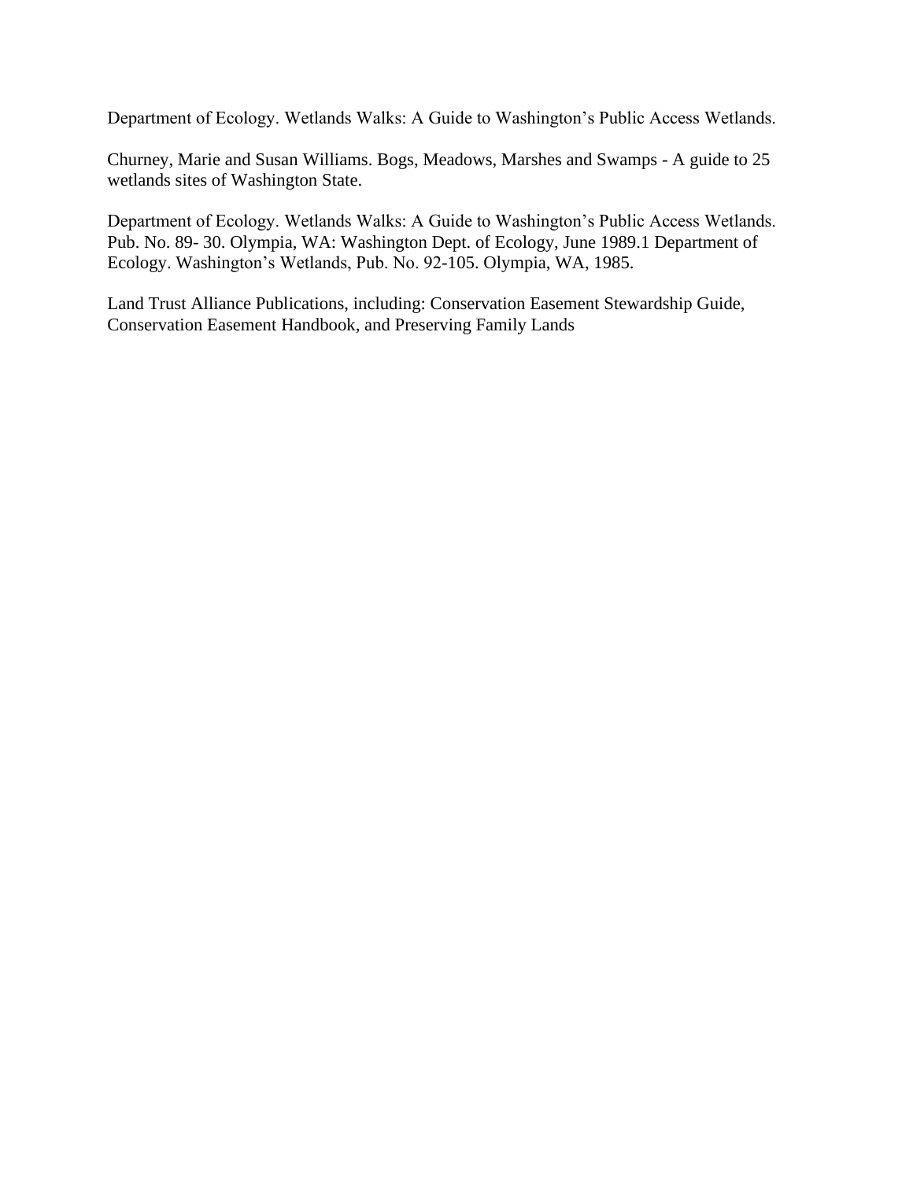Department of Ecology. Wetlands Walks: A Guide to Washington's Public Access Wetlands.

Churney, Marie and Susan Williams. Bogs, Meadows, Marshes and Swamps - A guide to 25 wetlands sites of Washington State.

Department of Ecology. Wetlands Walks: A Guide to Washington's Public Access Wetlands. Pub. No. 89- 30. Olympia, WA: Washington Dept. of Ecology, June 1989.1 Department of Ecology. Washington's Wetlands, Pub. No. 92-105. Olympia, WA, 1985.

Land Trust Alliance Publications, including: Conservation Easement Stewardship Guide, Conservation Easement Handbook, and Preserving Family Lands